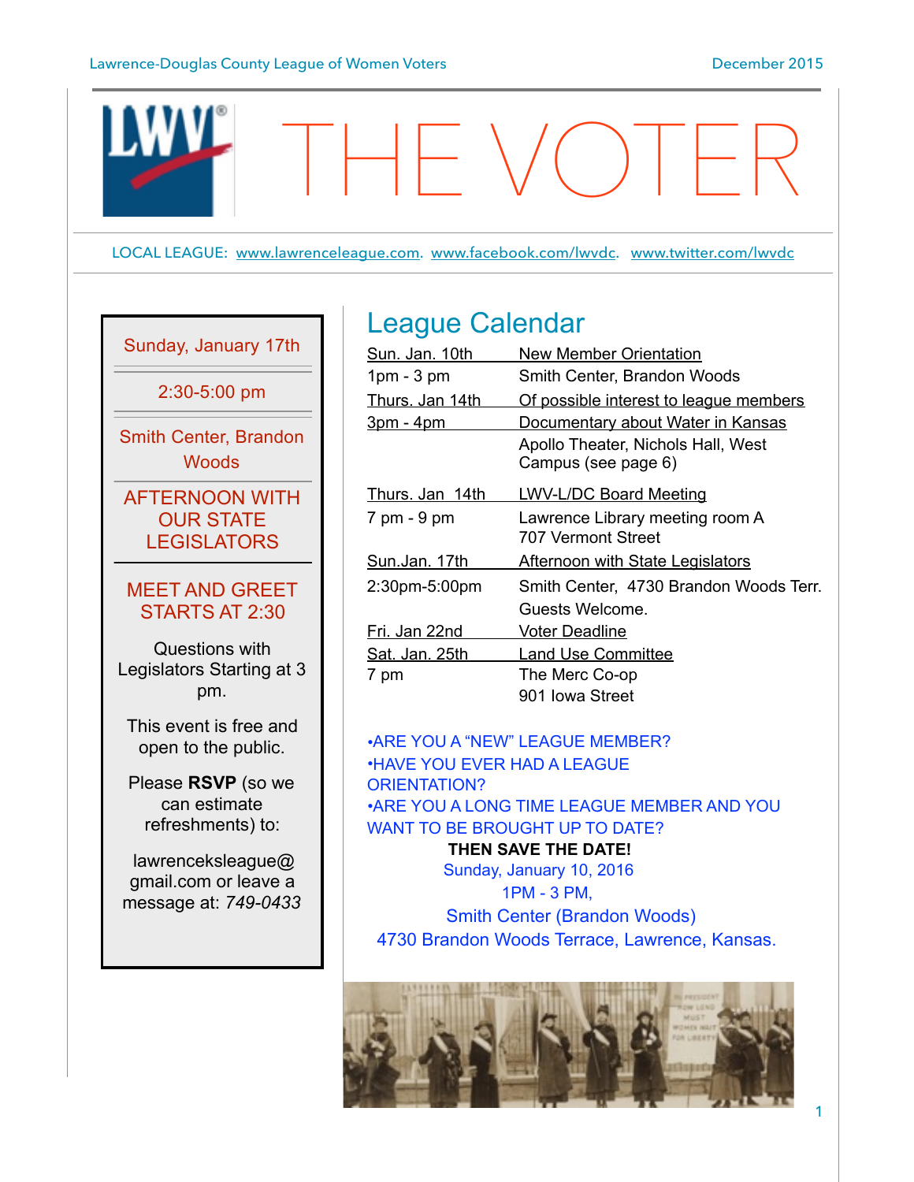Lawrence-Douglas County League of Women Voters — December 2015

# THE VOTER

LOCAL LEAGUE: www.lawrenceleague.com. www.facebook.com/lwvdc. www.twitter.com/lwvdc

Sunday, January 17th

2:30-5:00 pm

Smith Center, Brandon Woods

## AFTERNOON WITH OUR STATE LEGISLATORS

### MEET AND GREET STARTS AT 2:30

Questions with Legislators Starting at 3 pm.

This event is free and open to the public.

Please **RSVP** (so we can estimate refreshments) to:

lawrenceksleague@gmail.com or leave a message at: *749-0433*

## League Calendar

| | |
|---|---|
| Sun. Jan. 10th | New Member Orientation |
| 1pm - 3 pm | Smith Center, Brandon Woods |
| Thurs. Jan 14th | Of possible interest to league members |
| 3pm - 4pm | Documentary about Water in Kansas |
| | Apollo Theater, Nichols Hall, West Campus (see page 6) |
| Thurs. Jan 14th | LWV-L/DC Board Meeting |
| 7 pm - 9 pm | Lawrence Library meeting room A 707 Vermont Street |
| Sun.Jan. 17th | Afternoon with State Legislators |
| 2:30pm-5:00pm | Smith Center, 4730 Brandon Woods Terr. |
| | Guests Welcome. |
| Fri. Jan 22nd | Voter Deadline |
| Sat. Jan. 25th | Land Use Committee |
| 7 pm | The Merc Co-op 901 Iowa Street |

•ARE YOU A "NEW" LEAGUE MEMBER?
•HAVE YOU EVER HAD A LEAGUE ORIENTATION?
•ARE YOU A LONG TIME LEAGUE MEMBER AND YOU WANT TO BE BROUGHT UP TO DATE?

**THEN SAVE THE DATE!**

Sunday, January 10, 2016
1PM - 3 PM,
Smith Center (Brandon Woods)
4730 Brandon Woods Terrace, Lawrence, Kansas.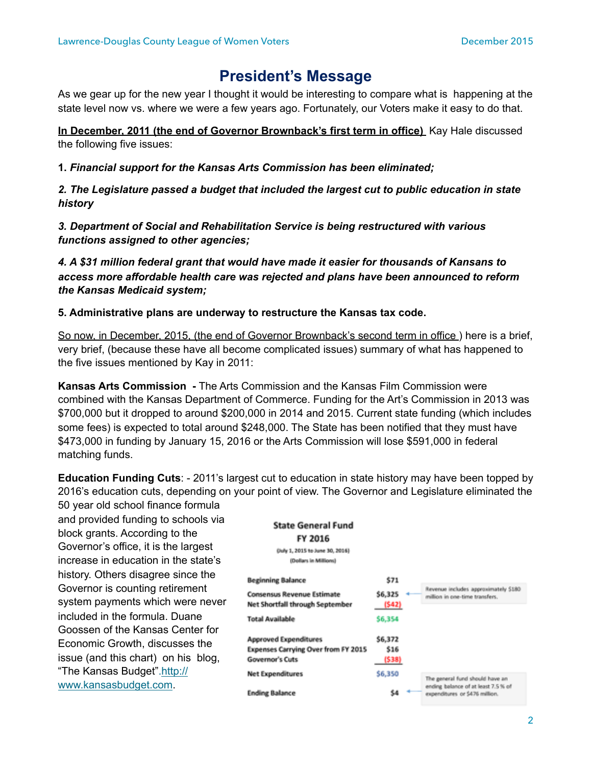# President's Message

As we gear up for the new year I thought it would be interesting to compare what is happening at the state level now vs. where we were a few years ago. Fortunately, our Voters make it easy to do that.

**In December, 2011 (the end of Governor Brownback's first term in office)** Kay Hale discussed the following five issues:

**1. *Financial support for the Kansas Arts Commission has been eliminated;***

***2. The Legislature passed a budget that included the largest cut to public education in state history***

***3. Department of Social and Rehabilitation Service is being restructured with various functions assigned to other agencies;***

***4. A $31 million federal grant that would have made it easier for thousands of Kansans to access more affordable health care was rejected and plans have been announced to reform the Kansas Medicaid system;***

**5. Administrative plans are underway to restructure the Kansas tax code.**

So now, in December, 2015, (the end of Governor Brownback's second term in office ) here is a brief, very brief, (because these have all become complicated issues) summary of what has happened to the five issues mentioned by Kay in 2011:

**Kansas Arts Commission -** The Arts Commission and the Kansas Film Commission were combined with the Kansas Department of Commerce. Funding for the Art's Commission in 2013 was $700,000 but it dropped to around $200,000 in 2014 and 2015. Current state funding (which includes some fees) is expected to total around $248,000. The State has been notified that they must have $473,000 in funding by January 15, 2016 or the Arts Commission will lose $591,000 in federal matching funds.

**Education Funding Cuts**: - 2011's largest cut to education in state history may have been topped by 2016's education cuts, depending on your point of view. The Governor and Legislature eliminated the 50 year old school finance formula and provided funding to schools via block grants. According to the Governor's office, it is the largest increase in education in the state's history. Others disagree since the Governor is counting retirement system payments which were never included in the formula. Duane Goossen of the Kansas Center for Economic Growth, discusses the issue (and this chart) on his blog, "The Kansas Budget".http://www.kansasbudget.com.

**State General Fund**
**FY 2016**
(July 1, 2015 to June 30, 2016)
(Dollars in Millions)

| | | |
|---|---|---|
| Beginning Balance | $71 | |
| Consensus Revenue Estimate | $6,325 | Revenue includes approximately $180 million in one-time transfers. |
| Net Shortfall through September | ($42) | |
| Total Available | $6,354 | |
| Approved Expenditures | $6,372 | |
| Expenses Carrying Over from FY 2015 | $16 | |
| Governor's Cuts | ($38) | |
| Net Expenditures | $6,350 | |
| Ending Balance | $4 | The general fund should have an ending balance of at least 7.5 % of expenditures or $476 million. |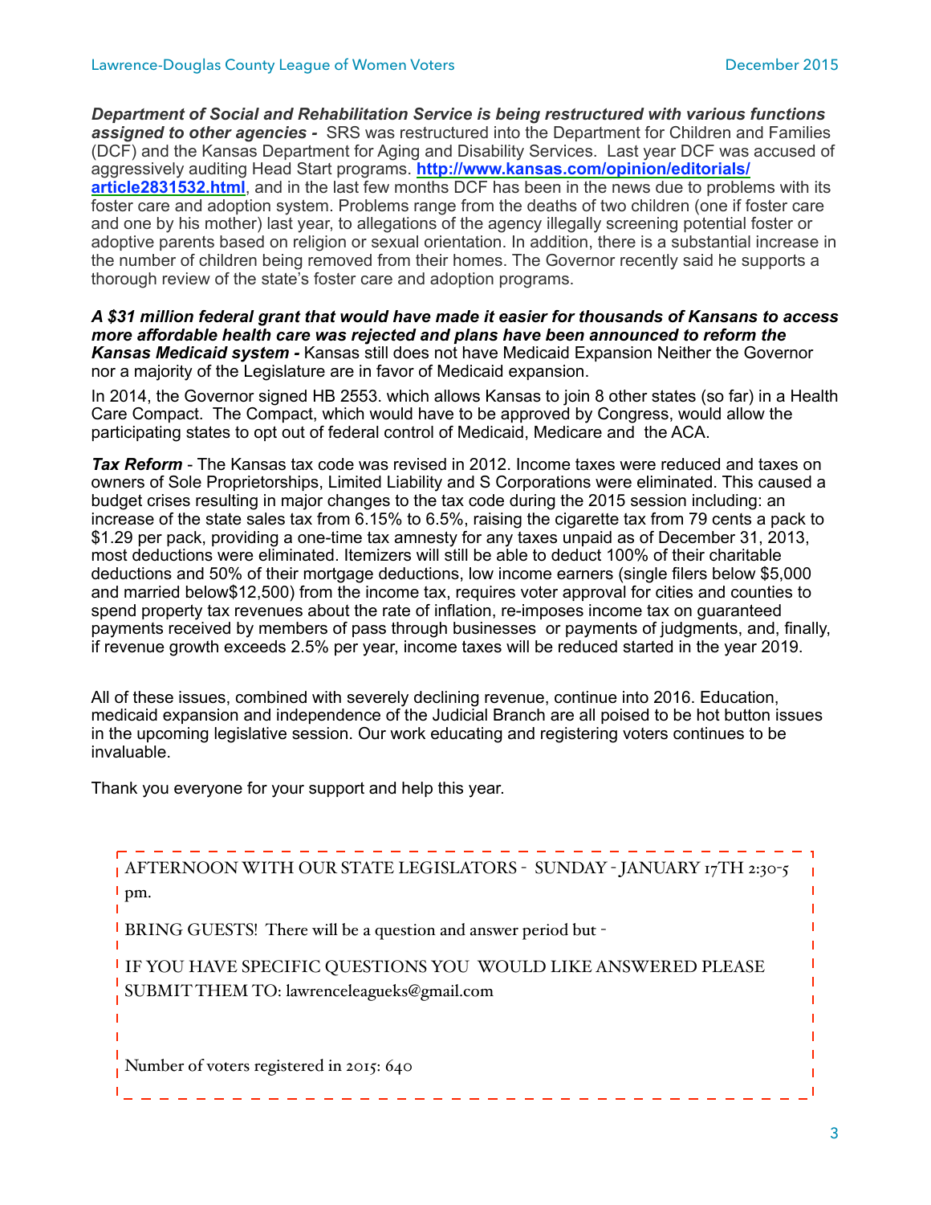***Department of Social and Rehabilitation Service is being restructured with various functions assigned to other agencies -*** SRS was restructured into the Department for Children and Families (DCF) and the Kansas Department for Aging and Disability Services. Last year DCF was accused of aggressively auditing Head Start programs. **http://www.kansas.com/opinion/editorials/article2831532.html**, and in the last few months DCF has been in the news due to problems with its foster care and adoption system. Problems range from the deaths of two children (one if foster care and one by his mother) last year, to allegations of the agency illegally screening potential foster or adoptive parents based on religion or sexual orientation. In addition, there is a substantial increase in the number of children being removed from their homes. The Governor recently said he supports a thorough review of the state's foster care and adoption programs.

***A $31 million federal grant that would have made it easier for thousands of Kansans to access more affordable health care was rejected and plans have been announced to reform the Kansas Medicaid system -*** Kansas still does not have Medicaid Expansion Neither the Governor nor a majority of the Legislature are in favor of Medicaid expansion.

In 2014, the Governor signed HB 2553. which allows Kansas to join 8 other states (so far) in a Health Care Compact. The Compact, which would have to be approved by Congress, would allow the participating states to opt out of federal control of Medicaid, Medicare and the ACA.

***Tax Reform*** - The Kansas tax code was revised in 2012. Income taxes were reduced and taxes on owners of Sole Proprietorships, Limited Liability and S Corporations were eliminated. This caused a budget crises resulting in major changes to the tax code during the 2015 session including: an increase of the state sales tax from 6.15% to 6.5%, raising the cigarette tax from 79 cents a pack to $1.29 per pack, providing a one-time tax amnesty for any taxes unpaid as of December 31, 2013, most deductions were eliminated. Itemizers will still be able to deduct 100% of their charitable deductions and 50% of their mortgage deductions, low income earners (single filers below $5,000 and married below$12,500) from the income tax, requires voter approval for cities and counties to spend property tax revenues about the rate of inflation, re-imposes income tax on guaranteed payments received by members of pass through businesses or payments of judgments, and, finally, if revenue growth exceeds 2.5% per year, income taxes will be reduced started in the year 2019.

All of these issues, combined with severely declining revenue, continue into 2016. Education, medicaid expansion and independence of the Judicial Branch are all poised to be hot button issues in the upcoming legislative session. Our work educating and registering voters continues to be invaluable.

Thank you everyone for your support and help this year.

---

AFTERNOON WITH OUR STATE LEGISLATORS - SUNDAY - JANUARY 17TH 2:30-5 pm.

BRING GUESTS! There will be a question and answer period but -

IF YOU HAVE SPECIFIC QUESTIONS YOU WOULD LIKE ANSWERED PLEASE SUBMIT THEM TO: lawrenceleagueks@gmail.com

Number of voters registered in 2015: 640

---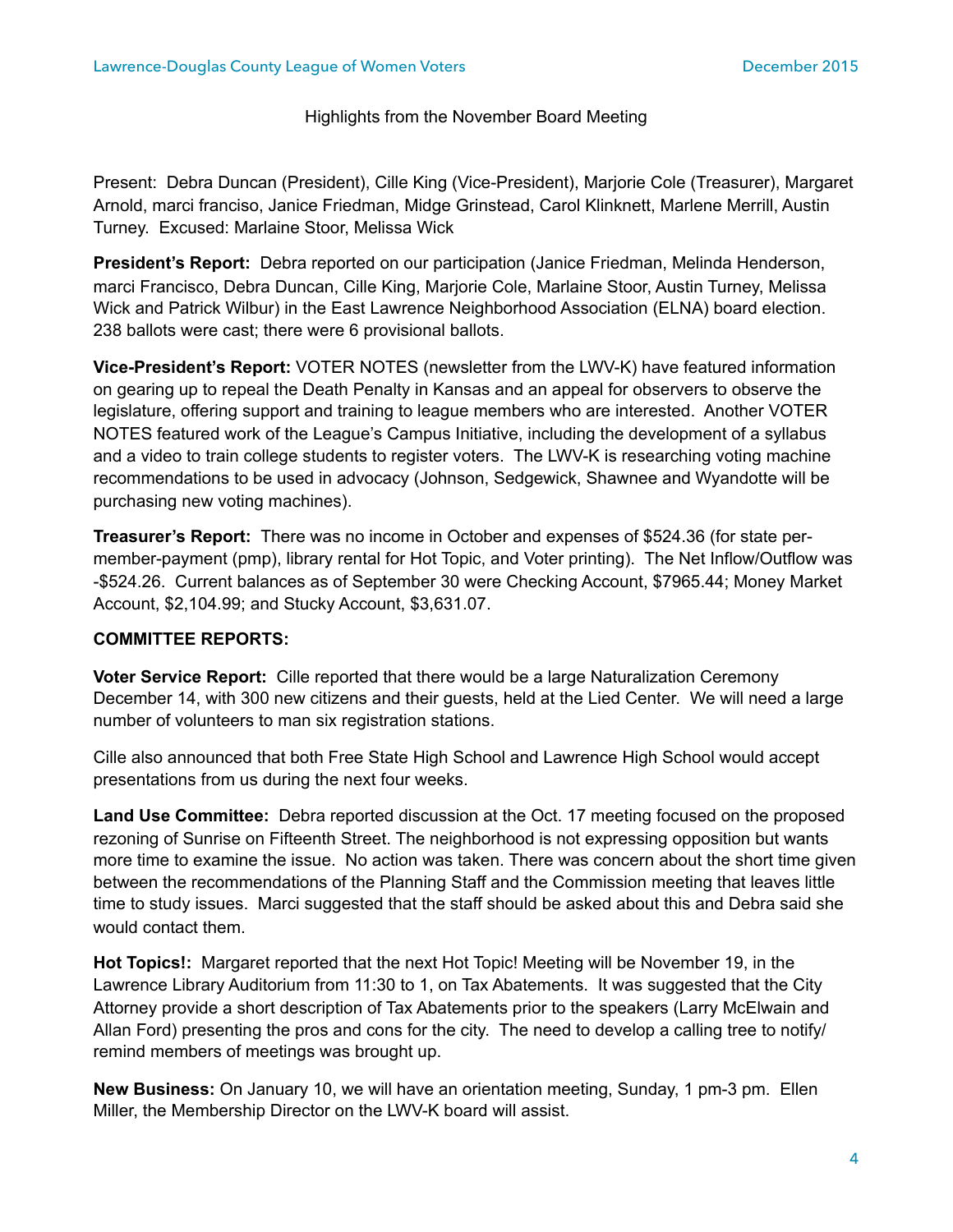Highlights from the November Board Meeting

Present: Debra Duncan (President), Cille King (Vice-President), Marjorie Cole (Treasurer), Margaret Arnold, marci franciso, Janice Friedman, Midge Grinstead, Carol Klinknett, Marlene Merrill, Austin Turney. Excused: Marlaine Stoor, Melissa Wick

**President's Report:** Debra reported on our participation (Janice Friedman, Melinda Henderson, marci Francisco, Debra Duncan, Cille King, Marjorie Cole, Marlaine Stoor, Austin Turney, Melissa Wick and Patrick Wilbur) in the East Lawrence Neighborhood Association (ELNA) board election. 238 ballots were cast; there were 6 provisional ballots.

**Vice-President's Report:** VOTER NOTES (newsletter from the LWV-K) have featured information on gearing up to repeal the Death Penalty in Kansas and an appeal for observers to observe the legislature, offering support and training to league members who are interested. Another VOTER NOTES featured work of the League's Campus Initiative, including the development of a syllabus and a video to train college students to register voters. The LWV-K is researching voting machine recommendations to be used in advocacy (Johnson, Sedgewick, Shawnee and Wyandotte will be purchasing new voting machines).

**Treasurer's Report:** There was no income in October and expenses of $524.36 (for state per-member-payment (pmp), library rental for Hot Topic, and Voter printing). The Net Inflow/Outflow was -$524.26. Current balances as of September 30 were Checking Account, $7965.44; Money Market Account, $2,104.99; and Stucky Account, $3,631.07.

**COMMITTEE REPORTS:**

**Voter Service Report:** Cille reported that there would be a large Naturalization Ceremony December 14, with 300 new citizens and their guests, held at the Lied Center. We will need a large number of volunteers to man six registration stations.

Cille also announced that both Free State High School and Lawrence High School would accept presentations from us during the next four weeks.

**Land Use Committee:** Debra reported discussion at the Oct. 17 meeting focused on the proposed rezoning of Sunrise on Fifteenth Street. The neighborhood is not expressing opposition but wants more time to examine the issue. No action was taken. There was concern about the short time given between the recommendations of the Planning Staff and the Commission meeting that leaves little time to study issues. Marci suggested that the staff should be asked about this and Debra said she would contact them.

**Hot Topics!:** Margaret reported that the next Hot Topic! Meeting will be November 19, in the Lawrence Library Auditorium from 11:30 to 1, on Tax Abatements. It was suggested that the City Attorney provide a short description of Tax Abatements prior to the speakers (Larry McElwain and Allan Ford) presenting the pros and cons for the city. The need to develop a calling tree to notify/ remind members of meetings was brought up.

**New Business:** On January 10, we will have an orientation meeting, Sunday, 1 pm-3 pm. Ellen Miller, the Membership Director on the LWV-K board will assist.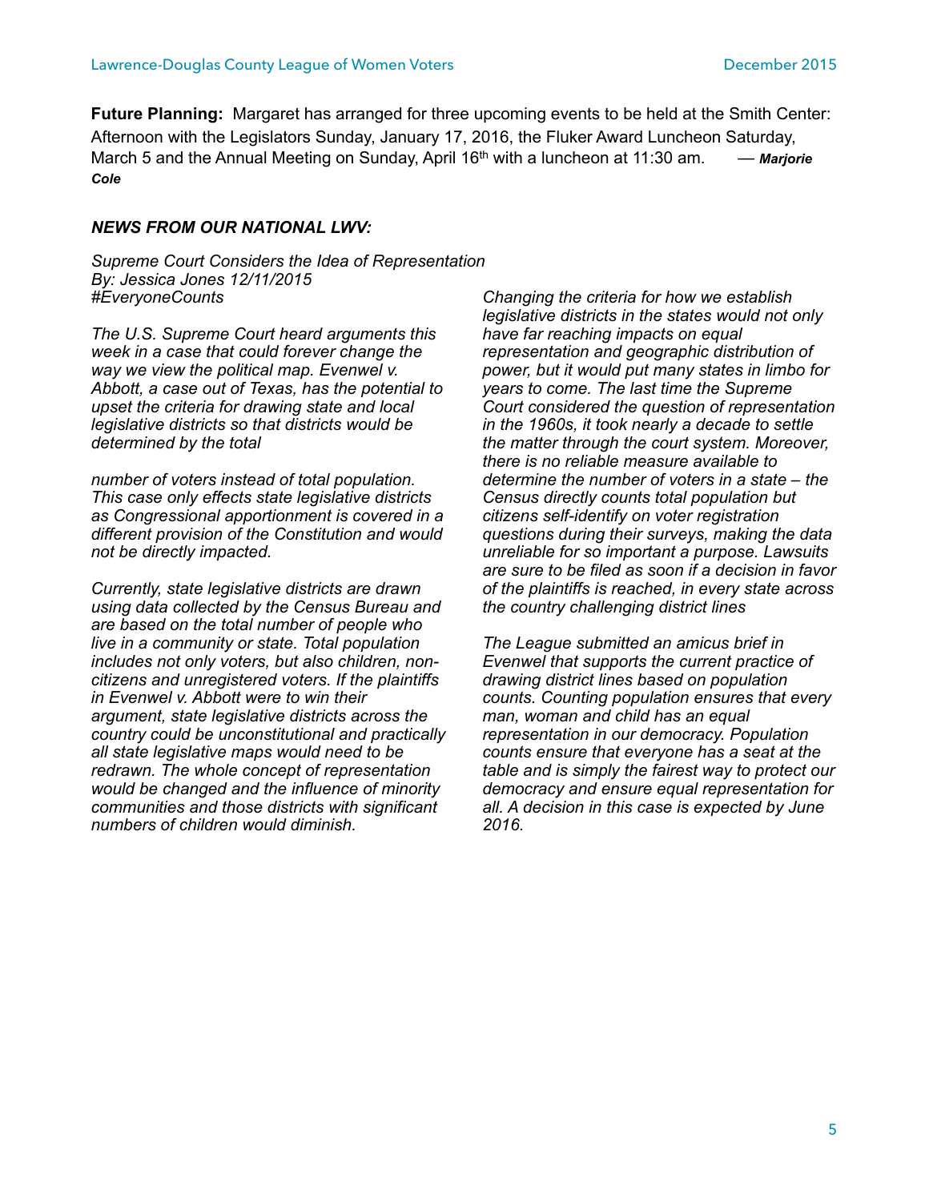**Future Planning:** Margaret has arranged for three upcoming events to be held at the Smith Center: Afternoon with the Legislators Sunday, January 17, 2016, the Fluker Award Luncheon Saturday, March 5 and the Annual Meeting on Sunday, April 16th with a luncheon at 11:30 am. — ***Marjorie Cole***

***NEWS FROM OUR NATIONAL LWV:***

*Supreme Court Considers the Idea of Representation*
*By: Jessica Jones 12/11/2015*
*#EveryoneCounts*

*The U.S. Supreme Court heard arguments this week in a case that could forever change the way we view the political map. Evenwel v. Abbott, a case out of Texas, has the potential to upset the criteria for drawing state and local legislative districts so that districts would be determined by the total number of voters instead of total population. This case only effects state legislative districts as Congressional apportionment is covered in a different provision of the Constitution and would not be directly impacted.*

*Currently, state legislative districts are drawn using data collected by the Census Bureau and are based on the total number of people who live in a community or state. Total population includes not only voters, but also children, non-citizens and unregistered voters. If the plaintiffs in Evenwel v. Abbott were to win their argument, state legislative districts across the country could be unconstitutional and practically all state legislative maps would need to be redrawn. The whole concept of representation would be changed and the influence of minority communities and those districts with significant numbers of children would diminish.*

*Changing the criteria for how we establish legislative districts in the states would not only have far reaching impacts on equal representation and geographic distribution of power, but it would put many states in limbo for years to come. The last time the Supreme Court considered the question of representation in the 1960s, it took nearly a decade to settle the matter through the court system. Moreover, there is no reliable measure available to determine the number of voters in a state – the Census directly counts total population but citizens self-identify on voter registration questions during their surveys, making the data unreliable for so important a purpose. Lawsuits are sure to be filed as soon if a decision in favor of the plaintiffs is reached, in every state across the country challenging district lines*

*The League submitted an amicus brief in Evenwel that supports the current practice of drawing district lines based on population counts. Counting population ensures that every man, woman and child has an equal representation in our democracy. Population counts ensure that everyone has a seat at the table and is simply the fairest way to protect our democracy and ensure equal representation for all. A decision in this case is expected by June 2016.*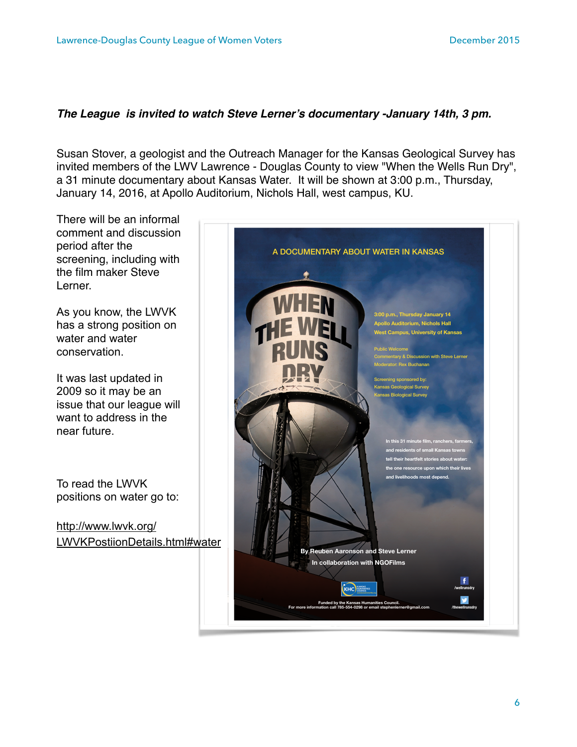***The League is invited to watch Steve Lerner's documentary -January 14th, 3 pm.***

Susan Stover, a geologist and the Outreach Manager for the Kansas Geological Survey has invited members of the LWV Lawrence - Douglas County to view "When the Wells Run Dry", a 31 minute documentary about Kansas Water. It will be shown at 3:00 p.m., Thursday, January 14, 2016, at Apollo Auditorium, Nichols Hall, west campus, KU.

There will be an informal comment and discussion period after the screening, including with the film maker Steve Lerner.

As you know, the LWVK has a strong position on water and water conservation.

It was last updated in 2009 so it may be an issue that our league will want to address in the near future.

To read the LWVK positions on water go to:

http://www.lwvk.org/LWVKPostiionDetails.html#water

A DOCUMENTARY ABOUT WATER IN KANSAS

WHEN THE WELL RUNS DRY

3:00 p.m., Thursday January 14
Apollo Auditorium, Nichols Hall
West Campus, University of Kansas

Public Welcome
Commentary & Discussion with Steve Lerner
Moderator: Rex Buchanan

Screening sponsored by:
Kansas Geological Survey
Kansas Biological Survey

In this 31 minute film, ranchers, farmers, and residents of small Kansas towns tell their heartfelt stories about water: the one resource upon which their lives and livelihoods most depend.

By Reuben Aaronson and Steve Lerner
In collaboration with NGOFilms

/wellrunsdry
/thewellrunsdry

Funded by the Kansas Humanities Council.
For more information call 785-554-0296 or email stephenlerner@gmail.com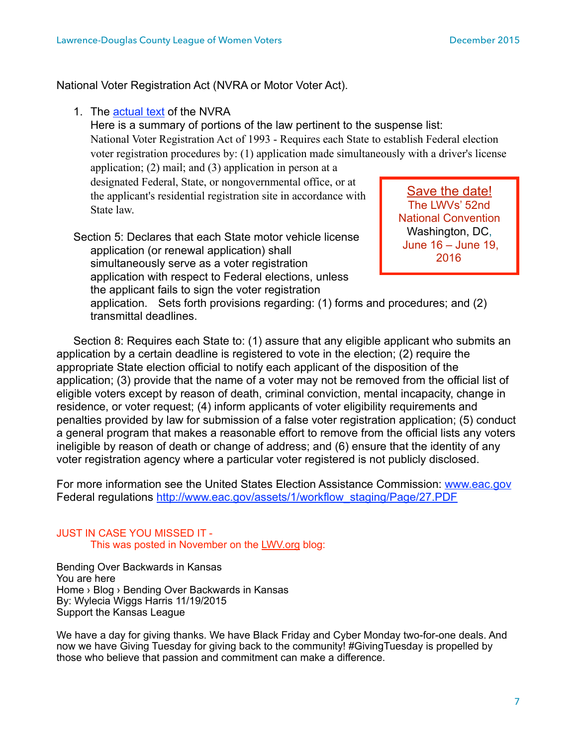National Voter Registration Act (NVRA or Motor Voter Act).

1. The [actual text]() of the NVRA
   Here is a summary of portions of the law pertinent to the suspense list:
   National Voter Registration Act of 1993 - Requires each State to establish Federal election voter registration procedures by: (1) application made simultaneously with a driver's license application; (2) mail; and (3) application in person at a designated Federal, State, or nongovernmental office, or at the applicant's residential registration site in accordance with State law.

   Section 5: Declares that each State motor vehicle license application (or renewal application) shall simultaneously serve as a voter registration application with respect to Federal elections, unless the applicant fails to sign the voter registration application. Sets forth provisions regarding: (1) forms and procedures; and (2) transmittal deadlines.

> **Save the date!**
> The LWVs' 52nd National Convention
> Washington, DC,
> June 16 – June 19, 2016

Section 8: Requires each State to: (1) assure that any eligible applicant who submits an application by a certain deadline is registered to vote in the election; (2) require the appropriate State election official to notify each applicant of the disposition of the application; (3) provide that the name of a voter may not be removed from the official list of eligible voters except by reason of death, criminal conviction, mental incapacity, change in residence, or voter request; (4) inform applicants of voter eligibility requirements and penalties provided by law for submission of a false voter registration application; (5) conduct a general program that makes a reasonable effort to remove from the official lists any voters ineligible by reason of death or change of address; and (6) ensure that the identity of any voter registration agency where a particular voter registered is not publicly disclosed.

For more information see the United States Election Assistance Commission: www.eac.gov
Federal regulations http://www.eac.gov/assets/1/workflow_staging/Page/27.PDF

JUST IN CASE YOU MISSED IT -
This was posted in November on the LWV.org blog:

Bending Over Backwards in Kansas
You are here
Home › Blog › Bending Over Backwards in Kansas
By: Wylecia Wiggs Harris 11/19/2015
Support the Kansas League

We have a day for giving thanks. We have Black Friday and Cyber Monday two-for-one deals. And now we have Giving Tuesday for giving back to the community! #GivingTuesday is propelled by those who believe that passion and commitment can make a difference.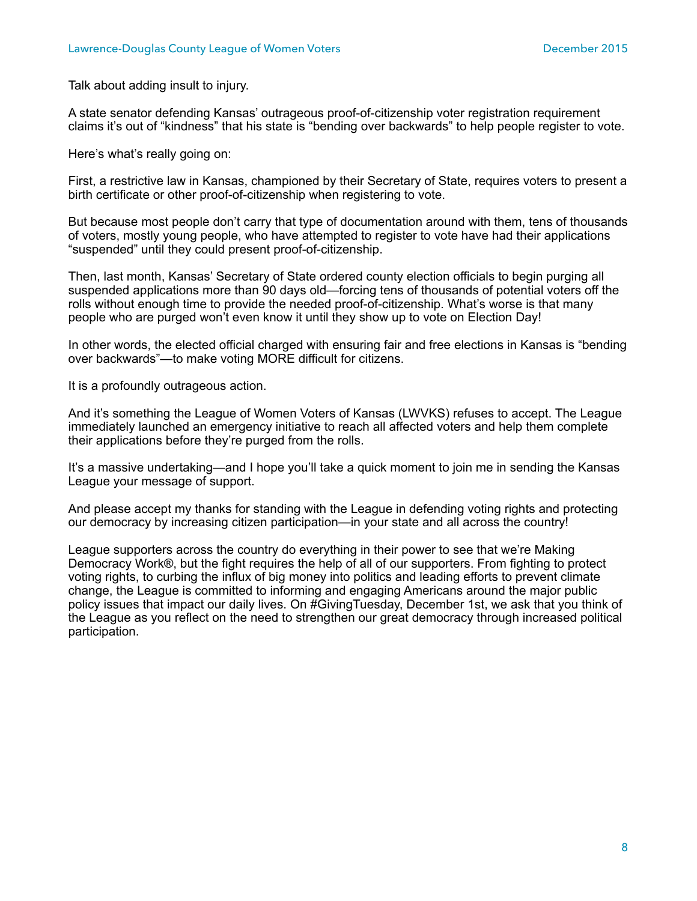Talk about adding insult to injury.

A state senator defending Kansas' outrageous proof-of-citizenship voter registration requirement claims it's out of "kindness" that his state is "bending over backwards" to help people register to vote.

Here's what's really going on:

First, a restrictive law in Kansas, championed by their Secretary of State, requires voters to present a birth certificate or other proof-of-citizenship when registering to vote.

But because most people don't carry that type of documentation around with them, tens of thousands of voters, mostly young people, who have attempted to register to vote have had their applications "suspended" until they could present proof-of-citizenship.

Then, last month, Kansas' Secretary of State ordered county election officials to begin purging all suspended applications more than 90 days old—forcing tens of thousands of potential voters off the rolls without enough time to provide the needed proof-of-citizenship. What's worse is that many people who are purged won't even know it until they show up to vote on Election Day!

In other words, the elected official charged with ensuring fair and free elections in Kansas is "bending over backwards"—to make voting MORE difficult for citizens.

It is a profoundly outrageous action.

And it's something the League of Women Voters of Kansas (LWVKS) refuses to accept. The League immediately launched an emergency initiative to reach all affected voters and help them complete their applications before they're purged from the rolls.

It's a massive undertaking—and I hope you'll take a quick moment to join me in sending the Kansas League your message of support.

And please accept my thanks for standing with the League in defending voting rights and protecting our democracy by increasing citizen participation—in your state and all across the country!

League supporters across the country do everything in their power to see that we're Making Democracy Work®, but the fight requires the help of all of our supporters. From fighting to protect voting rights, to curbing the influx of big money into politics and leading efforts to prevent climate change, the League is committed to informing and engaging Americans around the major public policy issues that impact our daily lives. On #GivingTuesday, December 1st, we ask that you think of the League as you reflect on the need to strengthen our great democracy through increased political participation.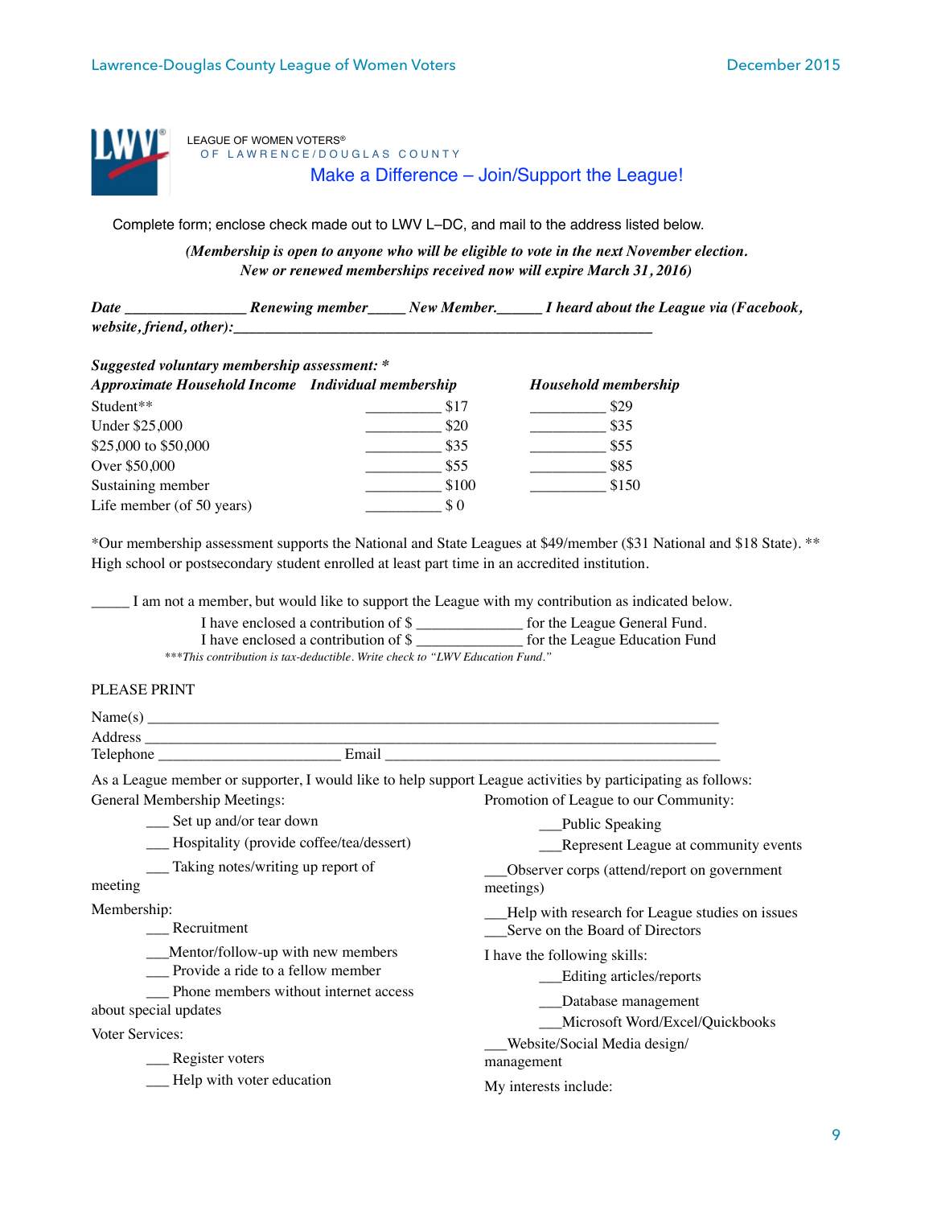LEAGUE OF WOMEN VOTERS®
OF LAWRENCE/DOUGLAS COUNTY

## Make a Difference – Join/Support the League!

Complete form; enclose check made out to LWV L–DC, and mail to the address listed below.

***(Membership is open to anyone who will be eligible to vote in the next November election. New or renewed memberships received now will expire March 31, 2016)***

***Date _______________ Renewing member_____ New Member.______ I heard about the League via (Facebook, website, friend, other):_______________________________________________________***

***Suggested voluntary membership assessment: \****

| ***Approximate Household Income*** | ***Individual membership*** | ***Household membership*** |
|---|---|---|
| Student** | __________ $17 | __________ $29 |
| Under $25,000 | __________ $20 | __________ $35 |
| $25,000 to $50,000 | __________ $35 | __________ $55 |
| Over $50,000 | __________ $55 | __________ $85 |
| Sustaining member | __________ $100 | __________ $150 |
| Life member (of 50 years) | __________ $ 0 | |

*Our membership assessment supports the National and State Leagues at $49/member ($31 National and $18 State). ** High school or postsecondary student enrolled at least part time in an accredited institution.

_____ I am not a member, but would like to support the League with my contribution as indicated below.

I have enclosed a contribution of $ _____________ for the League General Fund.
I have enclosed a contribution of $ _____________ for the League Education Fund

****This contribution is tax-deductible. Write check to "LWV Education Fund."*

PLEASE PRINT

Name(s) ____________________________________________________________________
Address ____________________________________________________________________
Telephone _______________________ Email __________________________________________

As a League member or supporter, I would like to help support League activities by participating as follows:

General Membership Meetings:

- ___ Set up and/or tear down
- ___ Hospitality (provide coffee/tea/dessert)
- ___ Taking notes/writing up report of meeting

Membership:

- ___ Recruitment
- ___Mentor/follow-up with new members
- ___ Provide a ride to a fellow member
- ___ Phone members without internet access about special updates

Voter Services:

- ___ Register voters
- ___ Help with voter education

Promotion of League to our Community:

- ___Public Speaking
- ___Represent League at community events

___Observer corps (attend/report on government meetings)

___Help with research for League studies on issues

___Serve on the Board of Directors

I have the following skills:

- ___Editing articles/reports
- ___Database management
- ___Microsoft Word/Excel/Quickbooks

___Website/Social Media design/ management

My interests include: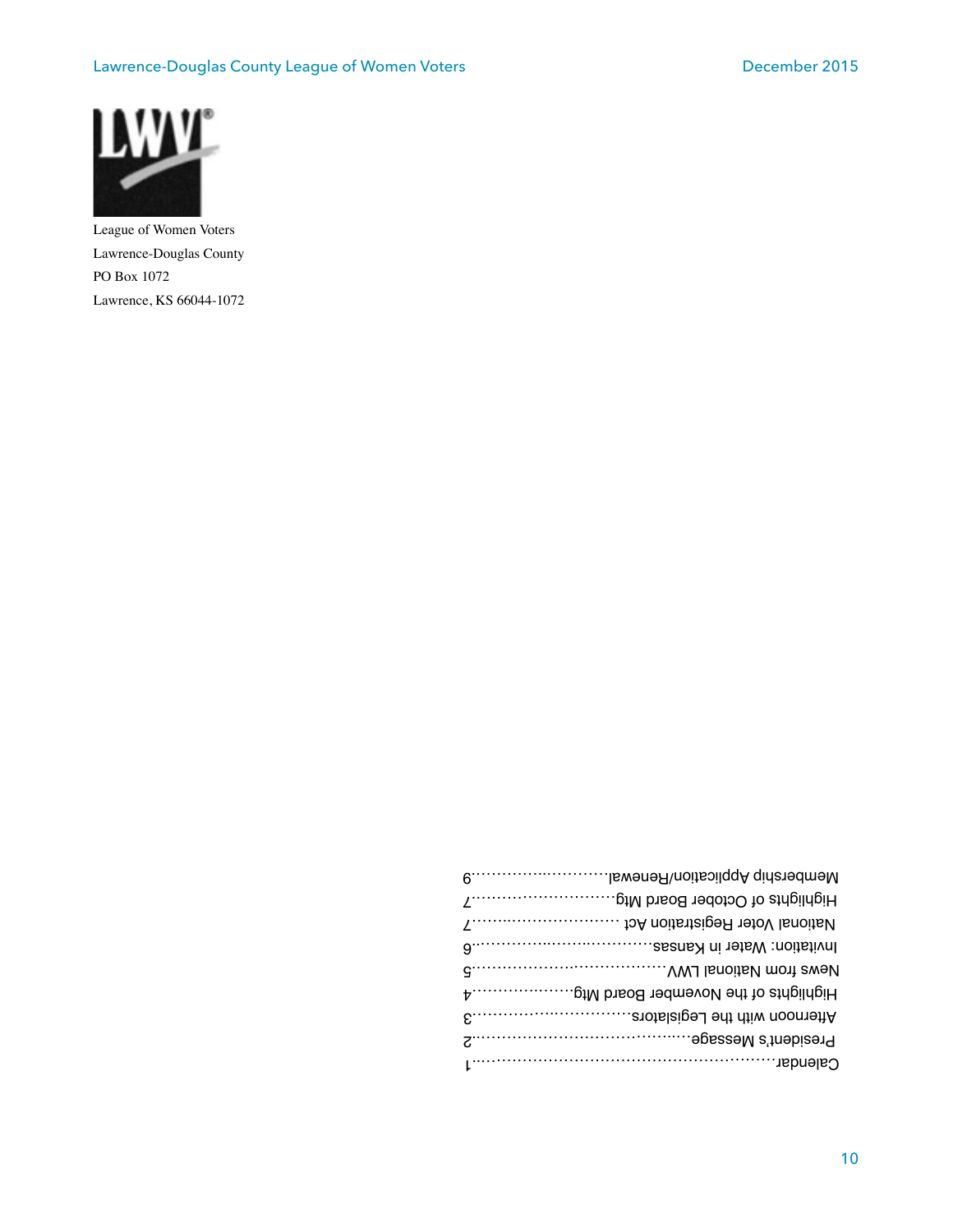League of Women Voters
Lawrence-Douglas County
PO Box 1072
Lawrence, KS 66044-1072

Calendar........................................................1
President's Message........................................2
Afternoon with the Legislators..........................3
Highlights of the November Board Mtg...............4
News from National LWV.................................5
Invitation: Water in Kansas...............................6
National Voter Registration Act .........................7
Highlights of October Board Mtg.........................7
Membership Application/Renewal........................9